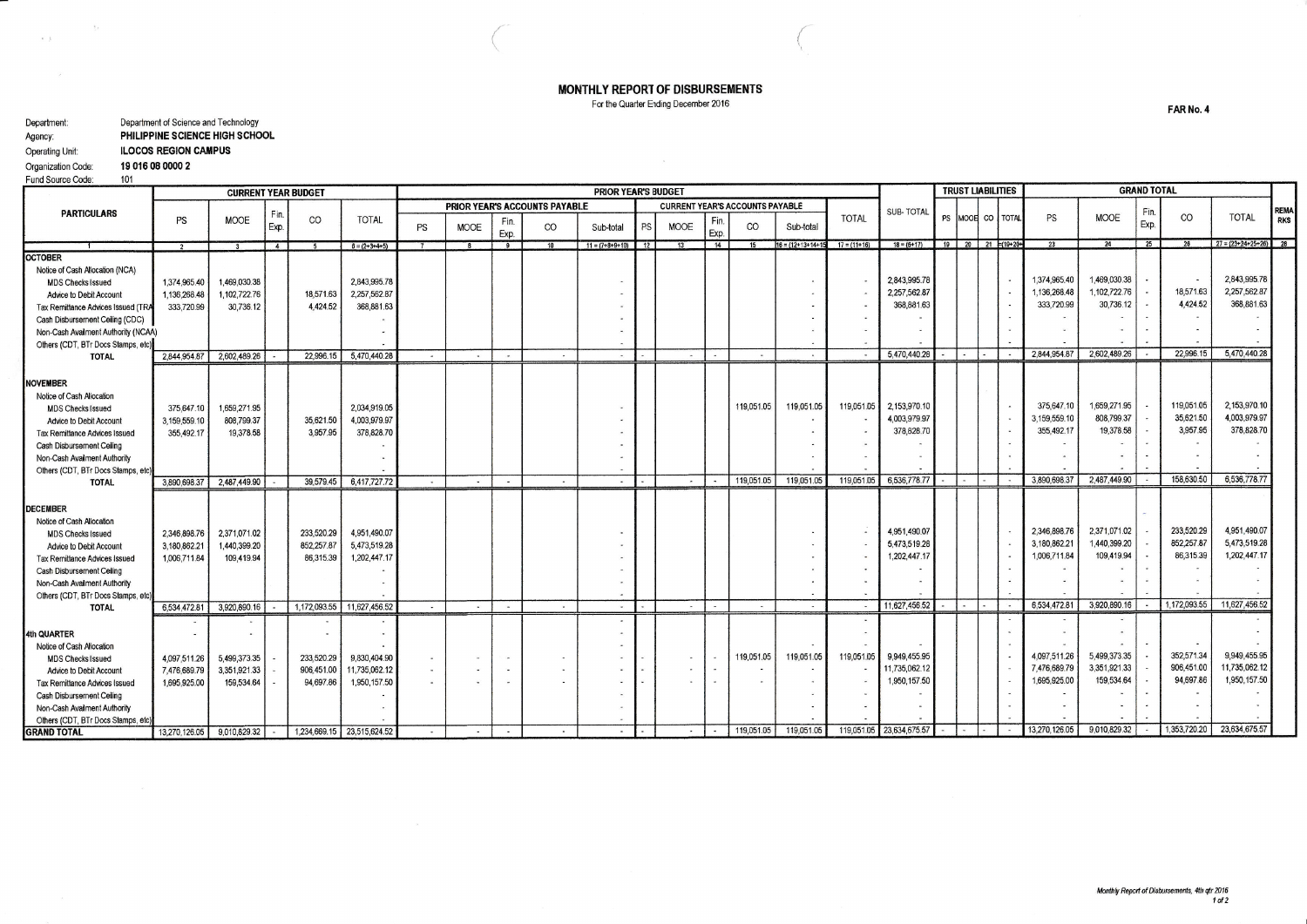# MONTHLY REPORT OF DISBURSEMENTS

For the Quarter Ending December 2016

**FAR No. 4**

Department: Department of Science and Technology
Agency: **PHILIPPINE SCIENCE HIGH SCHOOL**
Operating Unit: **ILOCOS REGION CAMPUS**
Organization Code: **19 016 08 0000 2**
Fund Source Code: 101

| PARTICULARS | CURRENT YEAR BUDGET | | | | | PRIOR YEAR'S BUDGET | | | | | | | | | | | | SUB-TOTAL | TRUST LIABILITIES | | | | GRAND TOTAL | | | | | REMARKS |
|---|---|---|---|---|---|---|---|---|---|---|---|---|---|---|---|---|---|---|---|---|---|---|---|---|---|---|---|---|
| | | | | | | PRIOR YEAR'S ACCOUNTS PAYABLE | | | | | CURRENT YEAR'S ACCOUNTS PAYABLE | | | | | | TOTAL | | | | | | | | | | | |
| | PS | MOOE | Fin. Exp. | CO | TOTAL | PS | MOOE | Fin. Exp. | CO | Sub-total | PS | MOOE | Fin. Exp. | CO | Sub-total | | | | PS | MOOE | CO | TOTAL | PS | MOOE | Fin. Exp. | CO | TOTAL | |
| 1 | 2 | 3 | 4 | 5 | 6=(2+3+4+5) | 7 | 8 | 9 | 10 | 11=(7+8+9+10) | 12 | 13 | 14 | 15 | 16=(12+13+14+15) | 17=(11+16) | 18=(6+17) | 19 | 20 | 21 | 22=(19+20+21) | 23 | 24 | 25 | 26 | 27=(23+24+25+26) | 28 |
| **OCTOBER** | | | | | | | | | | | | | | | | | | | | | | | | | | | | |
| Notice of Cash Allocation (NCA) | | | | | | | | | | | | | | | | | | | | | | | | | | | | |
| MDS Checks Issued | 1,374,965.40 | 1,469,030.38 | | | 2,843,995.78 | | | | | - | | | | | - | - | 2,843,995.78 | | | | - | 1,374,965.40 | 1,469,030.38 | - | - | 2,843,995.78 | |
| Advice to Debit Account | 1,136,268.48 | 1,102,722.76 | | 18,571.63 | 2,257,562.87 | | | | | - | | | | | - | - | 2,257,562.87 | | | | - | 1,136,268.48 | 1,102,722.76 | - | 18,571.63 | 2,257,562.87 | |
| Tax Remittance Advices Issued (TRA) | 333,720.99 | 30,736.12 | | 4,424.52 | 368,881.63 | | | | | - | | | | | - | - | 368,881.63 | | | | - | 333,720.99 | 30,736.12 | - | 4,424.52 | 368,881.63 | |
| Cash Disbursement Ceiling (CDC) | | | | | - | | | | | - | | | | | - | - | - | | | | - | - | - | - | - | - | |
| Non-Cash Availment Authority (NCAA) | | | | | - | | | | | - | | | | | - | - | - | | | | - | - | - | - | - | - | |
| Others (CDT, BTr Docs Stamps, etc) | | | | | - | | | | | - | | | | | - | - | - | | | | - | - | - | - | - | - | |
| **TOTAL** | 2,844,954.87 | 2,602,489.26 | - | 22,996.15 | 5,470,440.28 | - | - | - | - | - | - | - | - | - | - | - | 5,470,440.28 | - | - | - | - | 2,844,954.87 | 2,602,489.26 | - | 22,996.15 | 5,470,440.28 | |
| **NOVEMBER** | | | | | | | | | | | | | | | | | | | | | | | | | | | | |
| Notice of Cash Allocation | | | | | | | | | | | | | | | | | | | | | | | | | | | | |
| MDS Checks Issued | 375,647.10 | 1,659,271.95 | | | 2,034,919.05 | | | | | - | | | | 119,051.05 | 119,051.05 | 119,051.05 | 2,153,970.10 | | | | - | 375,647.10 | 1,659,271.95 | - | 119,051.05 | 2,153,970.10 | |
| Advice to Debit Account | 3,159,559.10 | 808,799.37 | | 35,621.50 | 4,003,979.97 | | | | | - | | | | | - | - | 4,003,979.97 | | | | - | 3,159,559.10 | 808,799.37 | - | 35,621.50 | 4,003,979.97 | |
| Tax Remittance Advices Issued | 355,492.17 | 19,378.58 | | 3,957.95 | 378,828.70 | | | | | - | | | | | - | - | 378,828.70 | | | | - | 355,492.17 | 19,378.58 | - | 3,957.95 | 378,828.70 | |
| Cash Disbursement Ceiling | | | | | - | | | | | - | | | | | - | - | - | | | | - | - | - | - | - | - | |
| Non-Cash Availment Authority | | | | | - | | | | | - | | | | | - | - | - | | | | - | - | - | - | - | - | |
| Others (CDT, BTr Docs Stamps, etc) | | | | | - | | | | | - | | | | | - | - | - | | | | - | - | - | - | - | - | |
| **TOTAL** | 3,890,698.37 | 2,487,449.90 | - | 39,579.45 | 6,417,727.72 | - | - | - | - | - | - | - | - | 119,051.05 | 119,051.05 | 119,051.05 | 6,536,778.77 | - | - | - | - | 3,890,698.37 | 2,487,449.90 | - | 158,630.50 | 6,536,778.77 | |
| **DECEMBER** | | | | | | | | | | | | | | | | | | | | | | | | | | | | |
| Notice of Cash Allocation | | | | | | | | | | | | | | | | | | | | | | | | | | | | |
| MDS Checks Issued | 2,346,898.76 | 2,371,071.02 | | 233,520.29 | 4,951,490.07 | | | | | - | | | | | - | - | 4,951,490.07 | | | | - | 2,346,898.76 | 2,371,071.02 | - | 233,520.29 | 4,951,490.07 | |
| Advice to Debit Account | 3,180,862.21 | 1,440,399.20 | | 852,257.87 | 5,473,519.28 | | | | | - | | | | | - | - | 5,473,519.28 | | | | - | 3,180,862.21 | 1,440,399.20 | - | 852,257.87 | 5,473,519.28 | |
| Tax Remittance Advices Issued | 1,006,711.84 | 109,419.94 | | 86,315.39 | 1,202,447.17 | | | | | - | | | | | - | - | 1,202,447.17 | | | | - | 1,006,711.84 | 109,419.94 | - | 86,315.39 | 1,202,447.17 | |
| Cash Disbursement Ceiling | | | | | - | | | | | - | | | | | - | - | - | | | | - | - | - | - | - | - | |
| Non-Cash Availment Authority | | | | | - | | | | | - | | | | | - | - | - | | | | - | - | - | - | - | - | |
| Others (CDT, BTr Docs Stamps, etc) | | | | | - | | | | | - | | | | | - | - | - | | | | - | - | - | - | - | - | |
| **TOTAL** | 6,534,472.81 | 3,920,890.16 | - | 1,172,093.55 | 11,627,456.52 | - | - | - | - | - | - | - | - | - | - | - | 11,627,456.52 | - | - | - | - | 6,534,472.81 | 3,920,890.16 | - | 1,172,093.55 | 11,627,456.52 | |
| **4th QUARTER** | | | | | | | | | | | | | | | | | | | | | | | | | | | | |
| Notice of Cash Allocation | | | | | | | | | | | | | | | | | | | | | | | | | | | | |
| MDS Checks Issued | 4,097,511.26 | 5,499,373.35 | - | 233,520.29 | 9,830,404.90 | - | - | - | - | - | - | - | - | 119,051.05 | 119,051.05 | 119,051.05 | 9,949,455.95 | | | | - | 4,097,511.26 | 5,499,373.35 | - | 352,571.34 | 9,949,455.95 | |
| Advice to Debit Account | 7,476,689.79 | 3,351,921.33 | - | 906,451.00 | 11,735,062.12 | - | - | - | - | - | - | - | - | - | - | - | 11,735,062.12 | | | | - | 7,476,689.79 | 3,351,921.33 | - | 906,451.00 | 11,735,062.12 | |
| Tax Remittance Advices Issued | 1,695,925.00 | 159,534.64 | - | 94,697.86 | 1,950,157.50 | - | - | - | - | - | - | - | - | - | - | - | 1,950,157.50 | | | | - | 1,695,925.00 | 159,534.64 | - | 94,697.86 | 1,950,157.50 | |
| Cash Disbursement Ceiling | | | | | - | | | | | - | | | | | - | - | - | | | | - | - | - | - | - | - | |
| Non-Cash Availment Authority | | | | | - | | | | | - | | | | | - | - | - | | | | - | - | - | - | - | - | |
| Others (CDT, BTr Docs Stamps, etc) | | | | | - | | | | | - | | | | | - | - | - | | | | - | - | - | - | - | - | |
| **GRAND TOTAL** | 13,270,126.05 | 9,010,829.32 | - | 1,234,669.15 | 23,515,624.52 | - | - | - | - | - | - | - | - | 119,051.05 | 119,051.05 | 119,051.05 | 23,634,675.57 | - | - | - | - | 13,270,126.05 | 9,010,829.32 | - | 1,353,720.20 | 23,634,675.57 | |

*Monthly Report of Disbursements, 4th qtr 2016*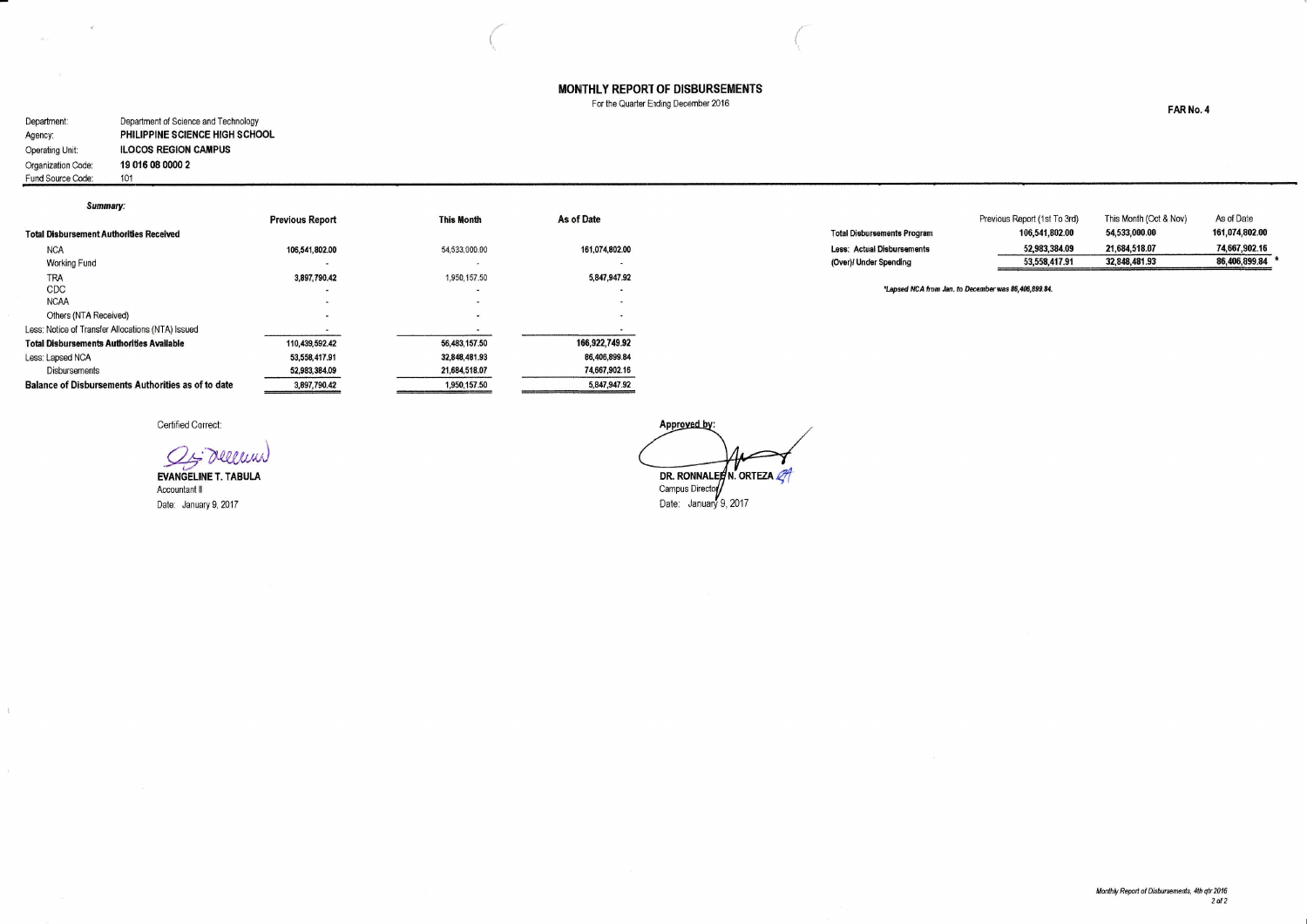## MONTHLY REPORT OF DISBURSEMENTS

For the Quarter Ending December 2016

**FAR No. 4**

Department: Department of Science and Technology
Agency: **PHILIPPINE SCIENCE HIGH SCHOOL**
Operating Unit: **ILOCOS REGION CAMPUS**
Organization Code: **19 016 08 0000 2**
Fund Source Code: 101

***Summary:***

| | Previous Report | This Month | As of Date |
|---|---|---|---|
| **Total Disbursement Authorities Received** | | | |
| NCA | 106,541,802.00 | 54,533,000.00 | 161,074,802.00 |
| Working Fund | - | - | - |
| TRA | 3,897,790.42 | 1,950,157.50 | 5,847,947.92 |
| CDC | - | - | - |
| NCAA | - | - | - |
| Others (NTA Received) | - | - | - |
| Less: Notice of Transfer Allocations (NTA) Issued | - | - | - |
| **Total Disbursements Authorities Available** | 110,439,592.42 | 56,483,157.50 | 166,922,749.92 |
| Less: Lapsed NCA | 53,558,417.91 | 32,848,481.93 | 86,406,899.84 |
| Disbursements | 52,983,384.09 | 21,684,518.07 | 74,667,902.16 |
| **Balance of Disbursements Authorities as of to date** | 3,897,790.42 | 1,950,157.50 | 5,847,947.92 |

| | Previous Report (1st To 3rd) | This Month (Oct & Nov) | As of Date |
|---|---|---|---|
| **Total Disbursements Program** | 106,541,802.00 | 54,533,000.00 | 161,074,802.00 |
| **Less: Actual Disbursements** | 52,983,384.09 | 21,684,518.07 | 74,667,902.16 |
| **(Over)/ Under Spending** | 53,558,417.91 | 32,848,481.93 | 86,406,899.84 * |

*\*Lapsed NCA from Jan. to December was 86,406,899.84.*

Certified Correct:

**EVANGELINE T. TABULA**
Accountant II
Date: January 9, 2017

Approved by:

**DR. RONNALEE N. ORTEZA**
Campus Director
Date: January 9, 2017